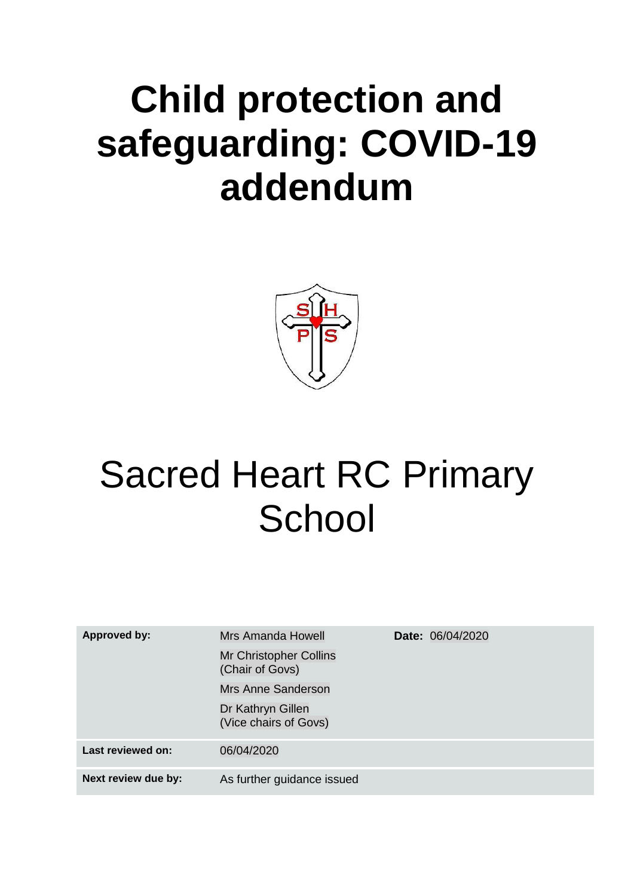# Child protection and safeguarding: COVID-19 addendum

# Sacred Heart RC Primary School

| | | |
|---|---|---|
| **Approved by:** | Mrs Amanda Howell<br>Mr Christopher Collins (Chair of Govs)<br>Mrs Anne Sanderson<br>Dr Kathryn Gillen (Vice chairs of Govs) | **Date:** 06/04/2020 |
| **Last reviewed on:** | 06/04/2020 | |
| **Next review due by:** | As further guidance issued | |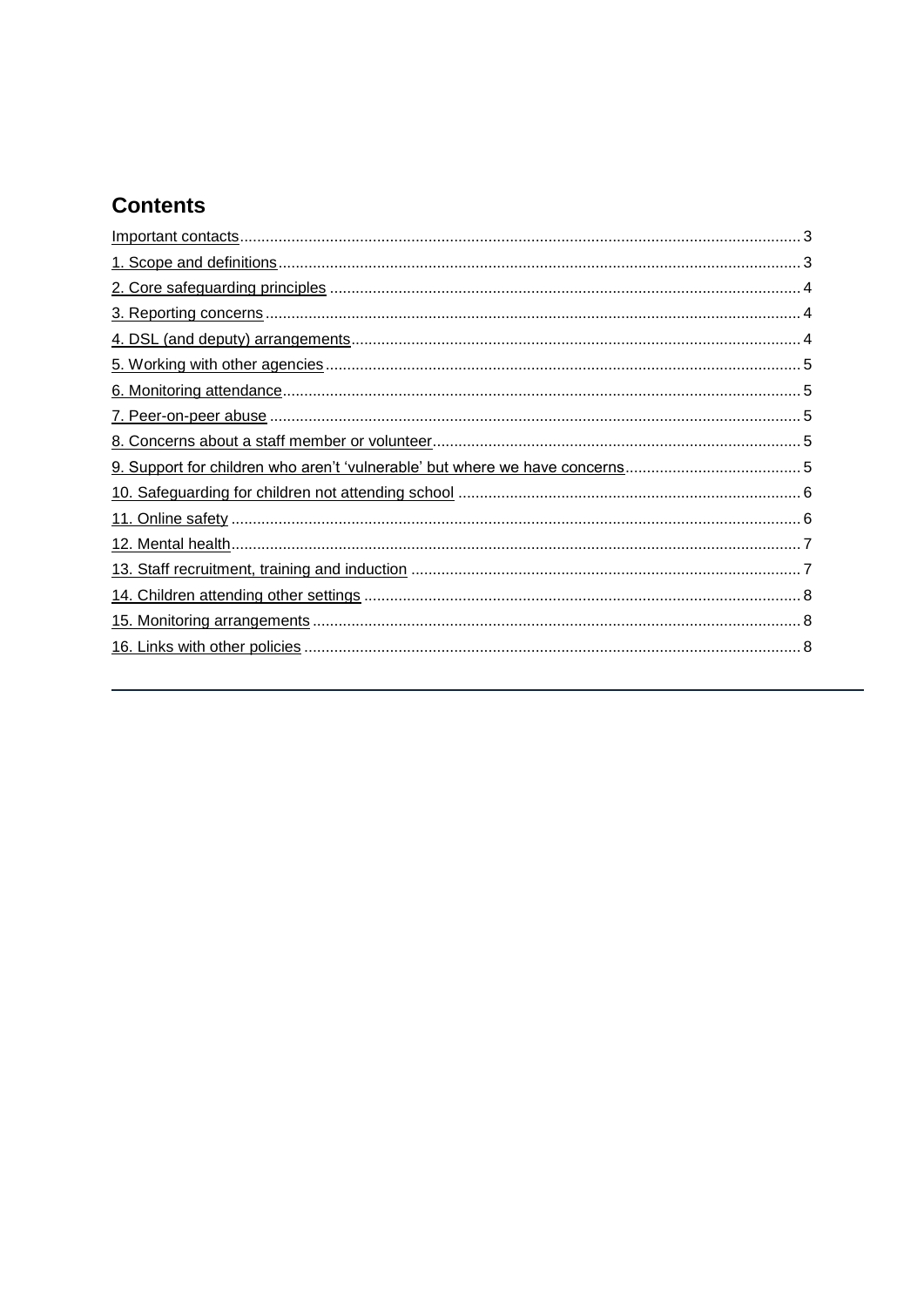## Contents

- Important contacts ... 3
- 1. Scope and definitions ... 3
- 2. Core safeguarding principles ... 4
- 3. Reporting concerns ... 4
- 4. DSL (and deputy) arrangements ... 4
- 5. Working with other agencies ... 5
- 6. Monitoring attendance ... 5
- 7. Peer-on-peer abuse ... 5
- 8. Concerns about a staff member or volunteer ... 5
- 9. Support for children who aren't 'vulnerable' but where we have concerns ... 5
- 10. Safeguarding for children not attending school ... 6
- 11. Online safety ... 6
- 12. Mental health ... 7
- 13. Staff recruitment, training and induction ... 7
- 14. Children attending other settings ... 8
- 15. Monitoring arrangements ... 8
- 16. Links with other policies ... 8

---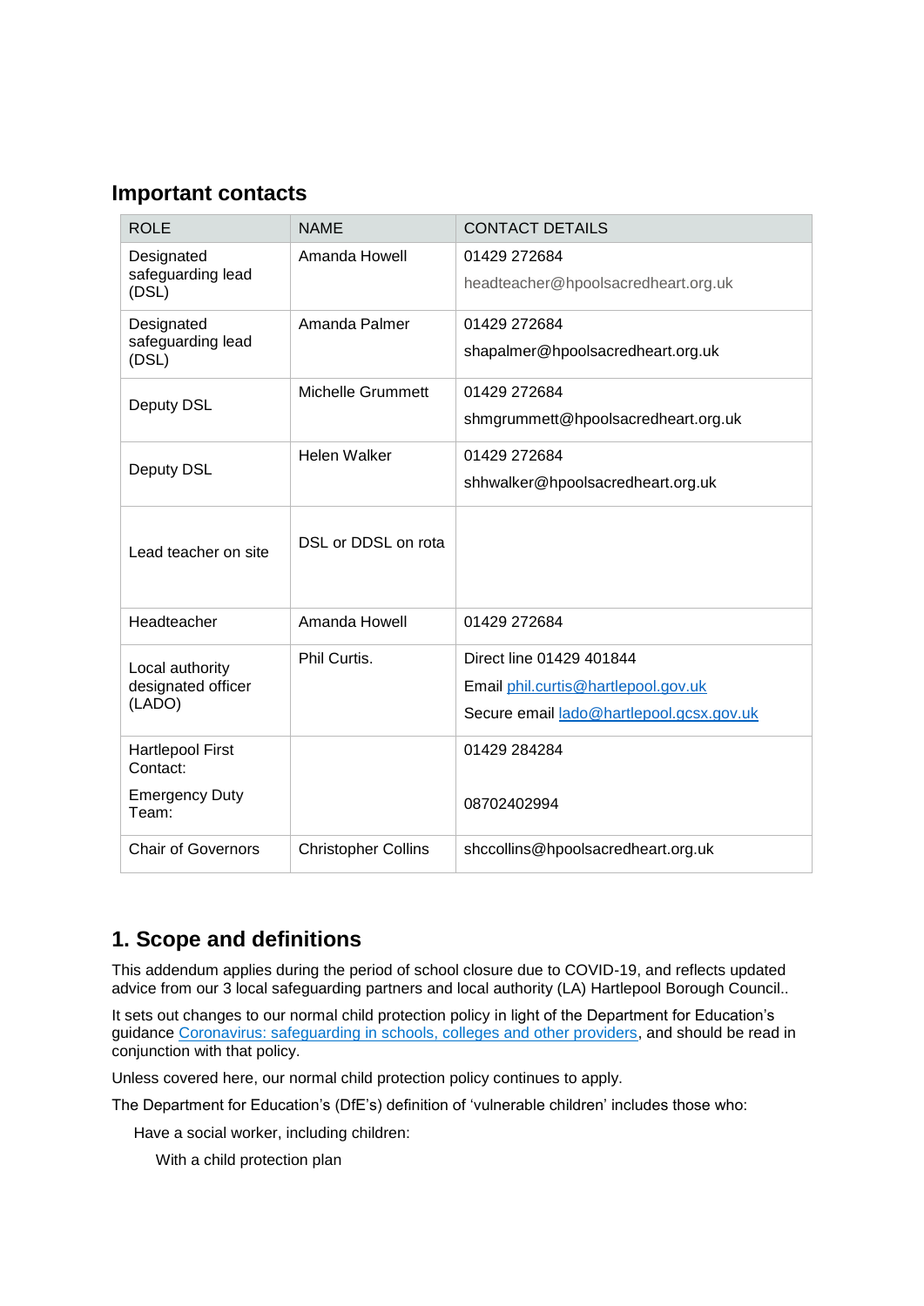## Important contacts

| ROLE | NAME | CONTACT DETAILS |
|---|---|---|
| Designated safeguarding lead (DSL) | Amanda Howell | 01429 272684<br>headteacher@hpoolsacredheart.org.uk |
| Designated safeguarding lead (DSL) | Amanda Palmer | 01429 272684<br>shapalmer@hpoolsacredheart.org.uk |
| Deputy DSL | Michelle Grummett | 01429 272684<br>shmgrummett@hpoolsacredheart.org.uk |
| Deputy DSL | Helen Walker | 01429 272684<br>shhwalker@hpoolsacredheart.org.uk |
| Lead teacher on site | DSL or DDSL on rota | |
| Headteacher | Amanda Howell | 01429 272684 |
| Local authority designated officer (LADO) | Phil Curtis. | Direct line 01429 401844<br>Email [phil.curtis@hartlepool.gov.uk](mailto:phil.curtis@hartlepool.gov.uk)<br>Secure email [lado@hartlepool.gcsx.gov.uk](mailto:lado@hartlepool.gcsx.gov.uk) |
| Hartlepool First Contact:<br>Emergency Duty Team: | | 01429 284284<br>08702402994 |
| Chair of Governors | Christopher Collins | shccollins@hpoolsacredheart.org.uk |

## 1. Scope and definitions

This addendum applies during the period of school closure due to COVID-19, and reflects updated advice from our 3 local safeguarding partners and local authority (LA) Hartlepool Borough Council..

It sets out changes to our normal child protection policy in light of the Department for Education's guidance [Coronavirus: safeguarding in schools, colleges and other providers](), and should be read in conjunction with that policy.

Unless covered here, our normal child protection policy continues to apply.

The Department for Education's (DfE's) definition of 'vulnerable children' includes those who:

- Have a social worker, including children:
  - With a child protection plan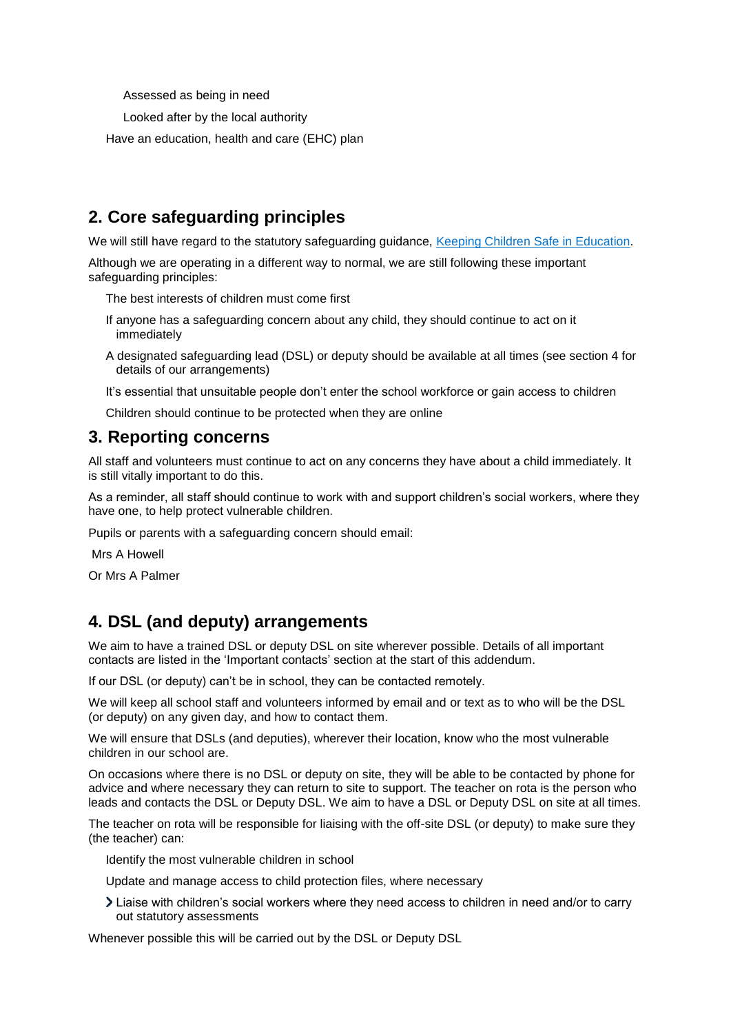- Assessed as being in need
- Looked after by the local authority
- Have an education, health and care (EHC) plan

## 2. Core safeguarding principles

We will still have regard to the statutory safeguarding guidance, Keeping Children Safe in Education.

Although we are operating in a different way to normal, we are still following these important safeguarding principles:

- The best interests of children must come first
- If anyone has a safeguarding concern about any child, they should continue to act on it immediately
- A designated safeguarding lead (DSL) or deputy should be available at all times (see section 4 for details of our arrangements)
- It's essential that unsuitable people don't enter the school workforce or gain access to children
- Children should continue to be protected when they are online

## 3. Reporting concerns

All staff and volunteers must continue to act on any concerns they have about a child immediately. It is still vitally important to do this.

As a reminder, all staff should continue to work with and support children's social workers, where they have one, to help protect vulnerable children.

Pupils or parents with a safeguarding concern should email:

Mrs A Howell

Or Mrs A Palmer

## 4. DSL (and deputy) arrangements

We aim to have a trained DSL or deputy DSL on site wherever possible. Details of all important contacts are listed in the 'Important contacts' section at the start of this addendum.

If our DSL (or deputy) can't be in school, they can be contacted remotely.

We will keep all school staff and volunteers informed by email and or text as to who will be the DSL (or deputy) on any given day, and how to contact them.

We will ensure that DSLs (and deputies), wherever their location, know who the most vulnerable children in our school are.

On occasions where there is no DSL or deputy on site, they will be able to be contacted by phone for advice and where necessary they can return to site to support. The teacher on rota is the person who leads and contacts the DSL or Deputy DSL. We aim to have a DSL or Deputy DSL on site at all times.

The teacher on rota will be responsible for liaising with the off-site DSL (or deputy) to make sure they (the teacher) can:

- Identify the most vulnerable children in school
- Update and manage access to child protection files, where necessary
- Liaise with children's social workers where they need access to children in need and/or to carry out statutory assessments

Whenever possible this will be carried out by the DSL or Deputy DSL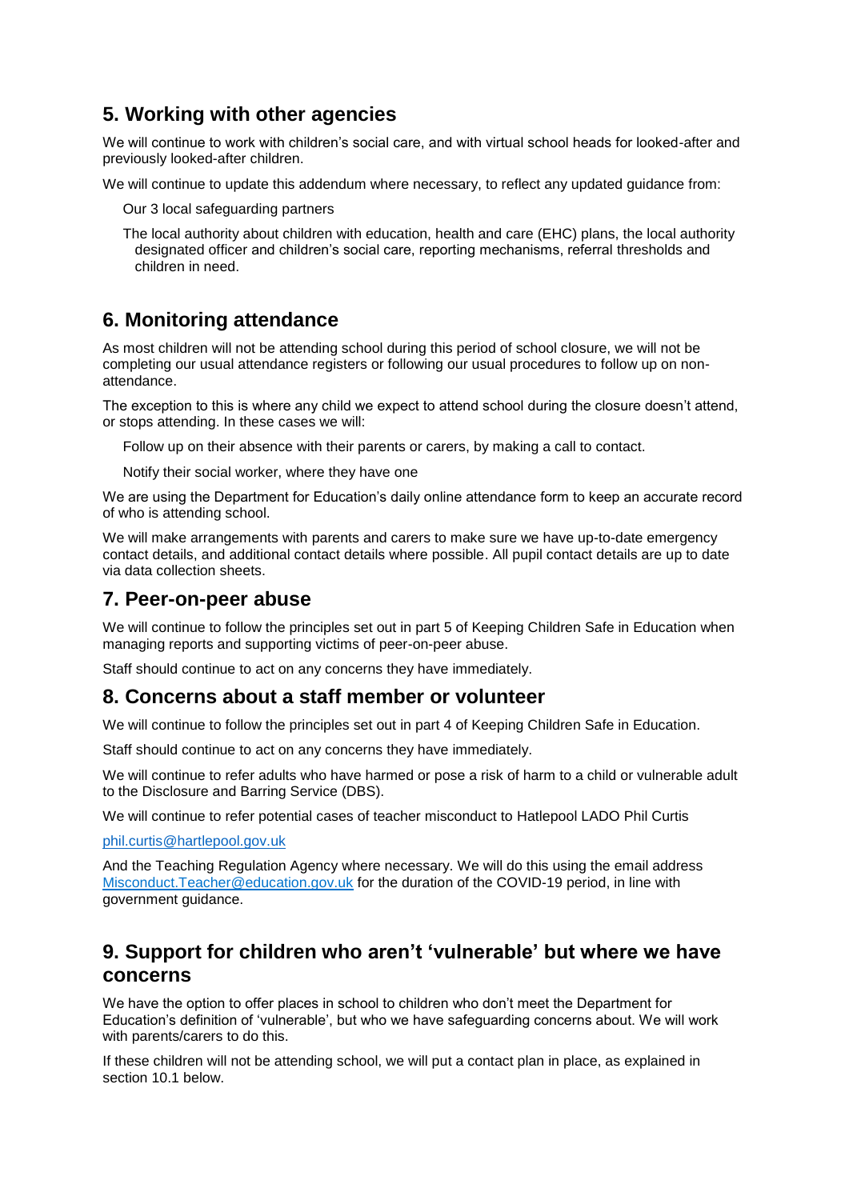## 5. Working with other agencies

We will continue to work with children's social care, and with virtual school heads for looked-after and previously looked-after children.

We will continue to update this addendum where necessary, to reflect any updated guidance from:

- Our 3 local safeguarding partners
- The local authority about children with education, health and care (EHC) plans, the local authority designated officer and children's social care, reporting mechanisms, referral thresholds and children in need.

## 6. Monitoring attendance

As most children will not be attending school during this period of school closure, we will not be completing our usual attendance registers or following our usual procedures to follow up on non-attendance.

The exception to this is where any child we expect to attend school during the closure doesn't attend, or stops attending. In these cases we will:

- Follow up on their absence with their parents or carers, by making a call to contact.
- Notify their social worker, where they have one

We are using the Department for Education's daily online attendance form to keep an accurate record of who is attending school.

We will make arrangements with parents and carers to make sure we have up-to-date emergency contact details, and additional contact details where possible. All pupil contact details are up to date via data collection sheets.

## 7. Peer-on-peer abuse

We will continue to follow the principles set out in part 5 of Keeping Children Safe in Education when managing reports and supporting victims of peer-on-peer abuse.

Staff should continue to act on any concerns they have immediately.

## 8. Concerns about a staff member or volunteer

We will continue to follow the principles set out in part 4 of Keeping Children Safe in Education.

Staff should continue to act on any concerns they have immediately.

We will continue to refer adults who have harmed or pose a risk of harm to a child or vulnerable adult to the Disclosure and Barring Service (DBS).

We will continue to refer potential cases of teacher misconduct to Hatlepool LADO Phil Curtis

[phil.curtis@hartlepool.gov.uk](mailto:phil.curtis@hartlepool.gov.uk)

And the Teaching Regulation Agency where necessary. We will do this using the email address [Misconduct.Teacher@education.gov.uk](mailto:Misconduct.Teacher@education.gov.uk) for the duration of the COVID-19 period, in line with government guidance.

## 9. Support for children who aren't 'vulnerable' but where we have concerns

We have the option to offer places in school to children who don't meet the Department for Education's definition of 'vulnerable', but who we have safeguarding concerns about. We will work with parents/carers to do this.

If these children will not be attending school, we will put a contact plan in place, as explained in section 10.1 below.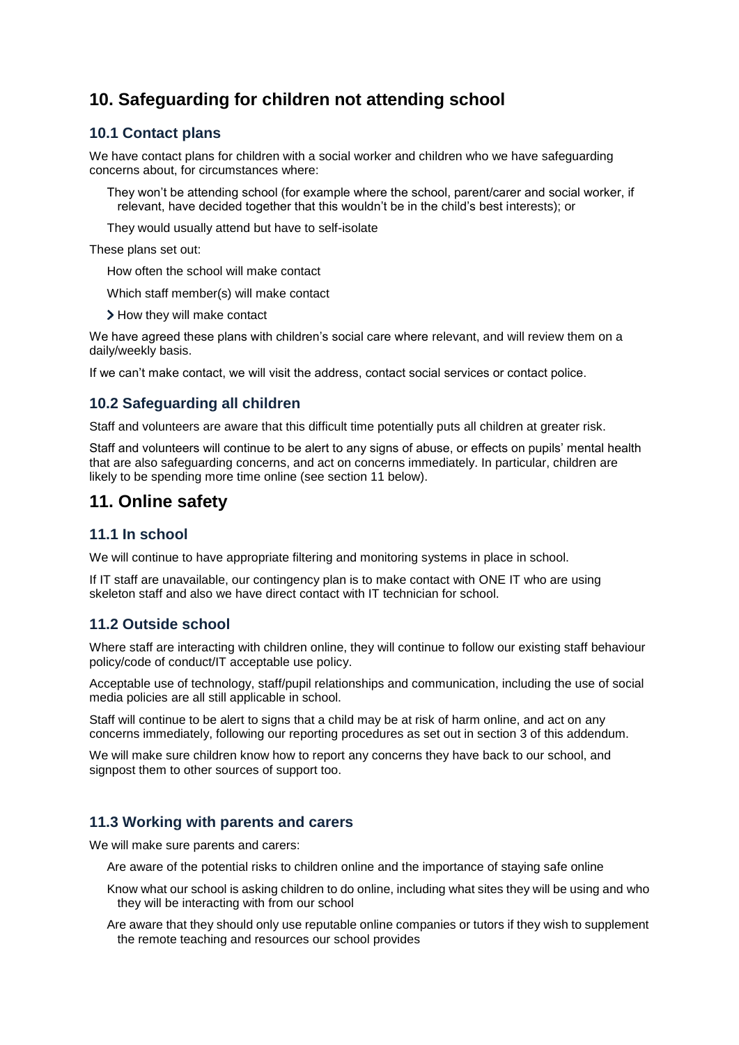# 10. Safeguarding for children not attending school

## 10.1 Contact plans

We have contact plans for children with a social worker and children who we have safeguarding concerns about, for circumstances where:

- They won't be attending school (for example where the school, parent/carer and social worker, if relevant, have decided together that this wouldn't be in the child's best interests); or
- They would usually attend but have to self-isolate

These plans set out:

- How often the school will make contact
- Which staff member(s) will make contact
- How they will make contact

We have agreed these plans with children's social care where relevant, and will review them on a daily/weekly basis.

If we can't make contact, we will visit the address, contact social services or contact police.

## 10.2 Safeguarding all children

Staff and volunteers are aware that this difficult time potentially puts all children at greater risk.

Staff and volunteers will continue to be alert to any signs of abuse, or effects on pupils' mental health that are also safeguarding concerns, and act on concerns immediately. In particular, children are likely to be spending more time online (see section 11 below).

# 11. Online safety

## 11.1 In school

We will continue to have appropriate filtering and monitoring systems in place in school.

If IT staff are unavailable, our contingency plan is to make contact with ONE IT who are using skeleton staff and also we have direct contact with IT technician for school.

## 11.2 Outside school

Where staff are interacting with children online, they will continue to follow our existing staff behaviour policy/code of conduct/IT acceptable use policy.

Acceptable use of technology, staff/pupil relationships and communication, including the use of social media policies are all still applicable in school.

Staff will continue to be alert to signs that a child may be at risk of harm online, and act on any concerns immediately, following our reporting procedures as set out in section 3 of this addendum.

We will make sure children know how to report any concerns they have back to our school, and signpost them to other sources of support too.

## 11.3 Working with parents and carers

We will make sure parents and carers:

- Are aware of the potential risks to children online and the importance of staying safe online
- Know what our school is asking children to do online, including what sites they will be using and who they will be interacting with from our school
- Are aware that they should only use reputable online companies or tutors if they wish to supplement the remote teaching and resources our school provides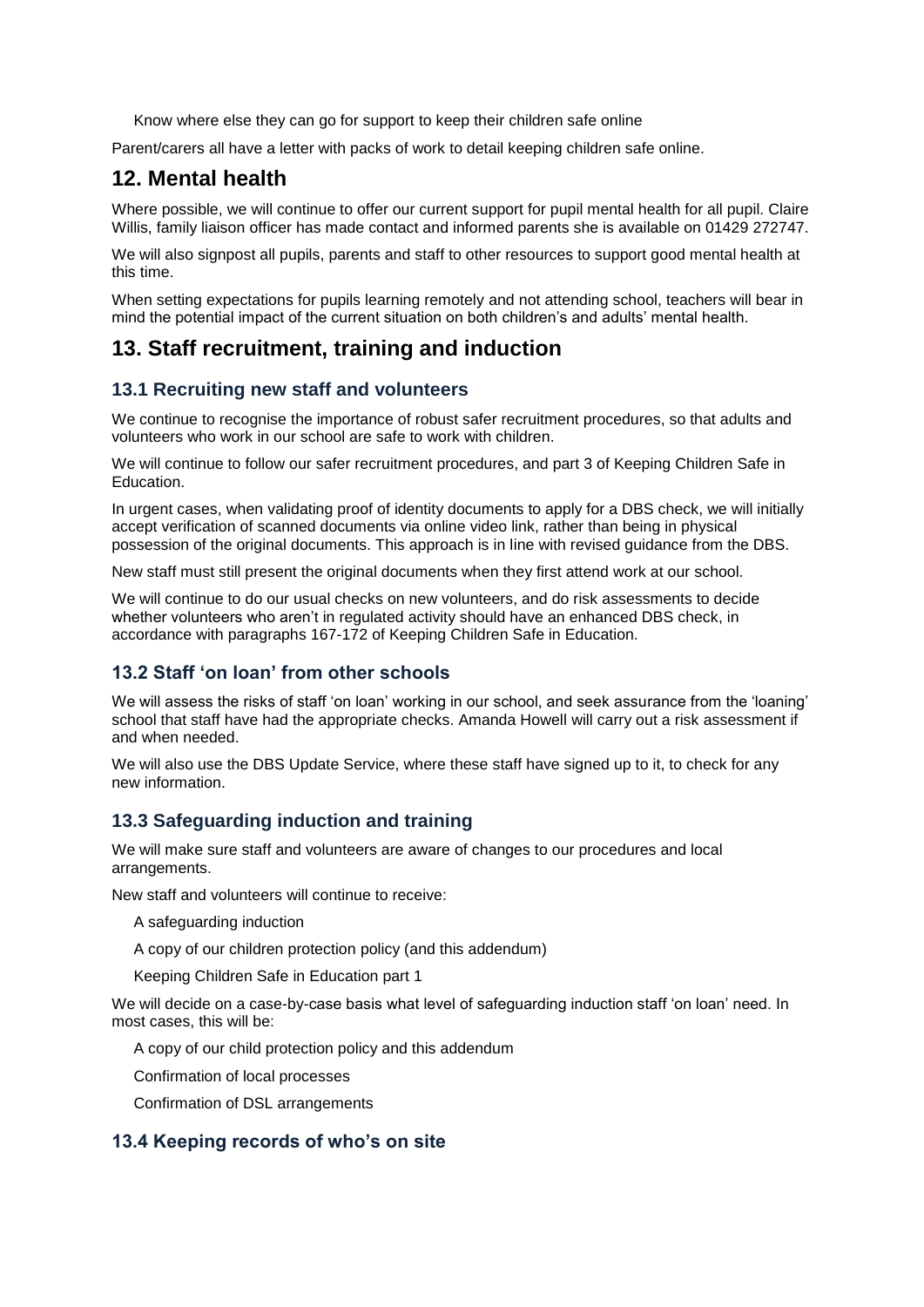- Know where else they can go for support to keep their children safe online

Parent/carers all have a letter with packs of work to detail keeping children safe online.

## 12. Mental health

Where possible, we will continue to offer our current support for pupil mental health for all pupil. Claire Willis, family liaison officer has made contact and informed parents she is available on 01429 272747.

We will also signpost all pupils, parents and staff to other resources to support good mental health at this time.

When setting expectations for pupils learning remotely and not attending school, teachers will bear in mind the potential impact of the current situation on both children's and adults' mental health.

## 13. Staff recruitment, training and induction

### 13.1 Recruiting new staff and volunteers

We continue to recognise the importance of robust safer recruitment procedures, so that adults and volunteers who work in our school are safe to work with children.

We will continue to follow our safer recruitment procedures, and part 3 of Keeping Children Safe in Education.

In urgent cases, when validating proof of identity documents to apply for a DBS check, we will initially accept verification of scanned documents via online video link, rather than being in physical possession of the original documents. This approach is in line with revised guidance from the DBS.

New staff must still present the original documents when they first attend work at our school.

We will continue to do our usual checks on new volunteers, and do risk assessments to decide whether volunteers who aren't in regulated activity should have an enhanced DBS check, in accordance with paragraphs 167-172 of Keeping Children Safe in Education.

### 13.2 Staff 'on loan' from other schools

We will assess the risks of staff 'on loan' working in our school, and seek assurance from the 'loaning' school that staff have had the appropriate checks. Amanda Howell will carry out a risk assessment if and when needed.

We will also use the DBS Update Service, where these staff have signed up to it, to check for any new information.

### 13.3 Safeguarding induction and training

We will make sure staff and volunteers are aware of changes to our procedures and local arrangements.

New staff and volunteers will continue to receive:

- A safeguarding induction
- A copy of our children protection policy (and this addendum)
- Keeping Children Safe in Education part 1

We will decide on a case-by-case basis what level of safeguarding induction staff 'on loan' need. In most cases, this will be:

- A copy of our child protection policy and this addendum
- Confirmation of local processes
- Confirmation of DSL arrangements

### 13.4 Keeping records of who's on site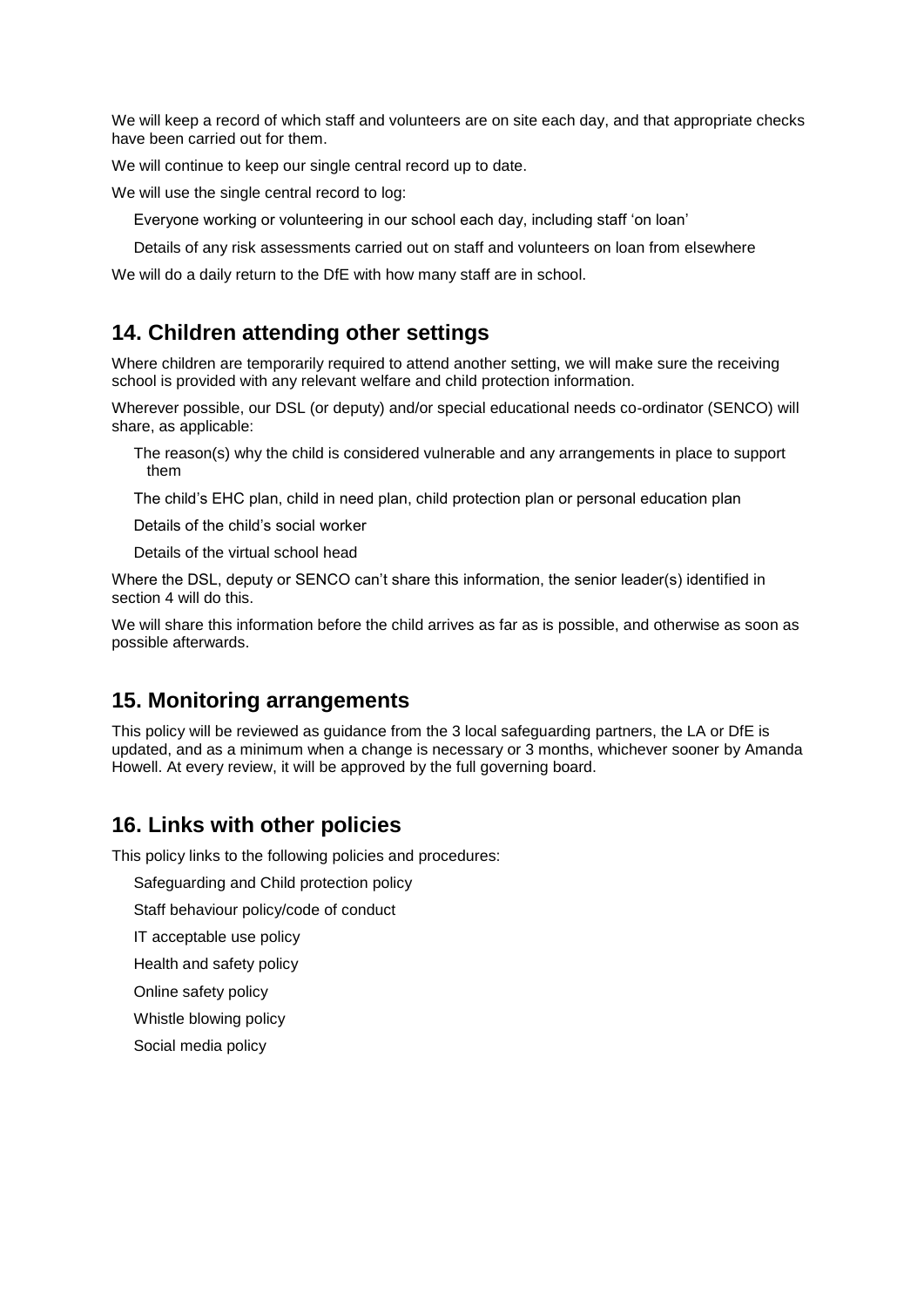We will keep a record of which staff and volunteers are on site each day, and that appropriate checks have been carried out for them.

We will continue to keep our single central record up to date.

We will use the single central record to log:

- Everyone working or volunteering in our school each day, including staff 'on loan'
- Details of any risk assessments carried out on staff and volunteers on loan from elsewhere

We will do a daily return to the DfE with how many staff are in school.

## 14. Children attending other settings

Where children are temporarily required to attend another setting, we will make sure the receiving school is provided with any relevant welfare and child protection information.

Wherever possible, our DSL (or deputy) and/or special educational needs co-ordinator (SENCO) will share, as applicable:

- The reason(s) why the child is considered vulnerable and any arrangements in place to support them
- The child's EHC plan, child in need plan, child protection plan or personal education plan
- Details of the child's social worker
- Details of the virtual school head

Where the DSL, deputy or SENCO can't share this information, the senior leader(s) identified in section 4 will do this.

We will share this information before the child arrives as far as is possible, and otherwise as soon as possible afterwards.

## 15. Monitoring arrangements

This policy will be reviewed as guidance from the 3 local safeguarding partners, the LA or DfE is updated, and as a minimum when a change is necessary or 3 months, whichever sooner by Amanda Howell. At every review, it will be approved by the full governing board.

## 16. Links with other policies

This policy links to the following policies and procedures:

- Safeguarding and Child protection policy
- Staff behaviour policy/code of conduct
- IT acceptable use policy
- Health and safety policy
- Online safety policy
- Whistle blowing policy
- Social media policy